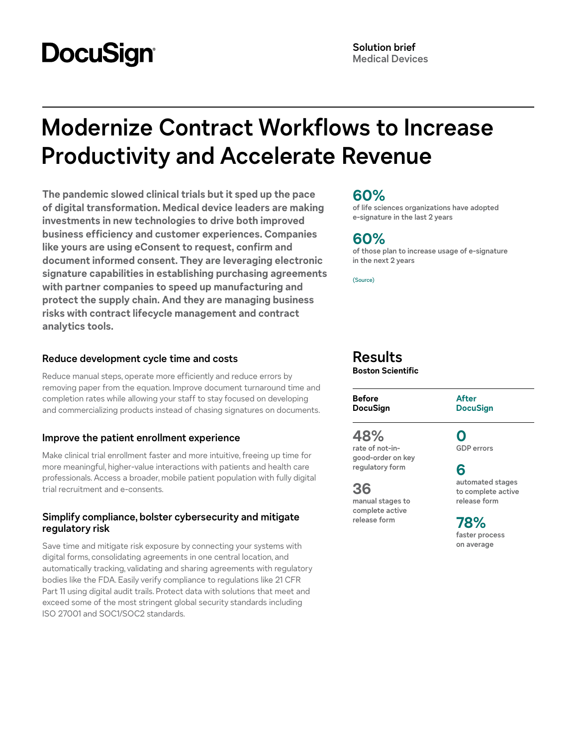DocuSign

**Solution brief**
Medical Devices

# Modernize Contract Workflows to Increase Productivity and Accelerate Revenue

**The pandemic slowed clinical trials but it sped up the pace of digital transformation. Medical device leaders are making investments in new technologies to drive both improved business efficiency and customer experiences. Companies like yours are using eConsent to request, confirm and document informed consent. They are leveraging electronic signature capabilities in establishing purchasing agreements with partner companies to speed up manufacturing and protect the supply chain. And they are managing business risks with contract lifecycle management and contract analytics tools.**

**60%**
of life sciences organizations have adopted e-signature in the last 2 years

**60%**
of those plan to increase usage of e-signature in the next 2 years

(Source)

### Reduce development cycle time and costs

Reduce manual steps, operate more efficiently and reduce errors by removing paper from the equation. Improve document turnaround time and completion rates while allowing your staff to stay focused on developing and commercializing products instead of chasing signatures on documents.

### Improve the patient enrollment experience

Make clinical trial enrollment faster and more intuitive, freeing up time for more meaningful, higher-value interactions with patients and health care professionals. Access a broader, mobile patient population with fully digital trial recruitment and e-consents.

### Simplify compliance, bolster cybersecurity and mitigate regulatory risk

Save time and mitigate risk exposure by connecting your systems with digital forms, consolidating agreements in one central location, and automatically tracking, validating and sharing agreements with regulatory bodies like the FDA. Easily verify compliance to regulations like 21 CFR Part 11 using digital audit trails. Protect data with solutions that meet and exceed some of the most stringent global security standards including ISO 27001 and SOC1/SOC2 standards.

## Results

**Boston Scientific**

| Before DocuSign | After DocuSign |
| --- | --- |
| **48%** rate of not-in-good-order on key regulatory form | **0** GDP errors |
| **36** manual stages to complete active release form | **6** automated stages to complete active release form |
| | **78%** faster process on average |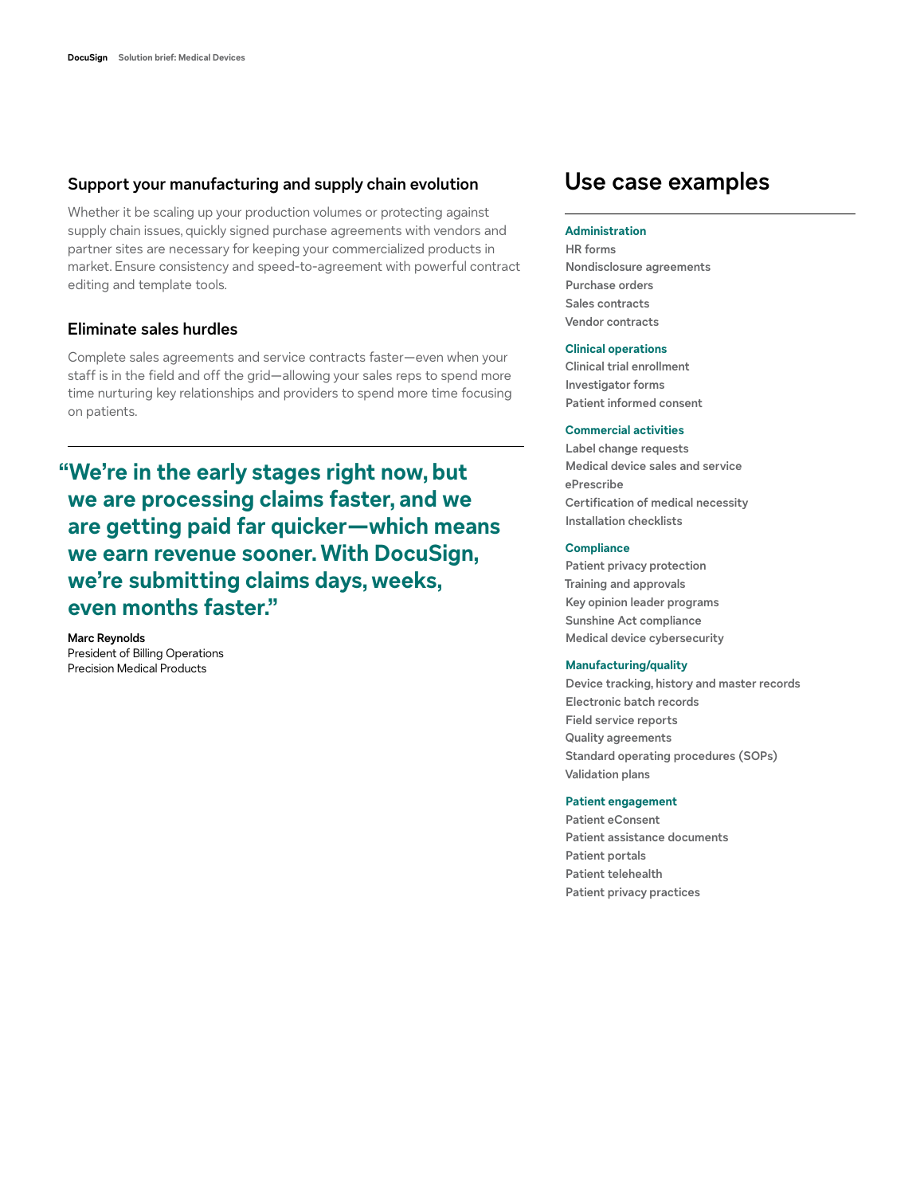### Support your manufacturing and supply chain evolution

Whether it be scaling up your production volumes or protecting against supply chain issues, quickly signed purchase agreements with vendors and partner sites are necessary for keeping your commercialized products in market. Ensure consistency and speed-to-agreement with powerful contract editing and template tools.

### Eliminate sales hurdles

Complete sales agreements and service contracts faster—even when your staff is in the field and off the grid—allowing your sales reps to spend more time nurturing key relationships and providers to spend more time focusing on patients.

> **"We're in the early stages right now, but we are processing claims faster, and we are getting paid far quicker—which means we earn revenue sooner. With DocuSign, we're submitting claims days, weeks, even months faster."**

**Marc Reynolds**
President of Billing Operations
Precision Medical Products

## Use case examples

**Administration**
- HR forms
- Nondisclosure agreements
- Purchase orders
- Sales contracts
- Vendor contracts

**Clinical operations**
- Clinical trial enrollment
- Investigator forms
- Patient informed consent

**Commercial activities**
- Label change requests
- Medical device sales and service
- ePrescribe
- Certification of medical necessity
- Installation checklists

**Compliance**
- Patient privacy protection
- Training and approvals
- Key opinion leader programs
- Sunshine Act compliance
- Medical device cybersecurity

**Manufacturing/quality**
- Device tracking, history and master records
- Electronic batch records
- Field service reports
- Quality agreements
- Standard operating procedures (SOPs)
- Validation plans

**Patient engagement**
- Patient eConsent
- Patient assistance documents
- Patient portals
- Patient telehealth
- Patient privacy practices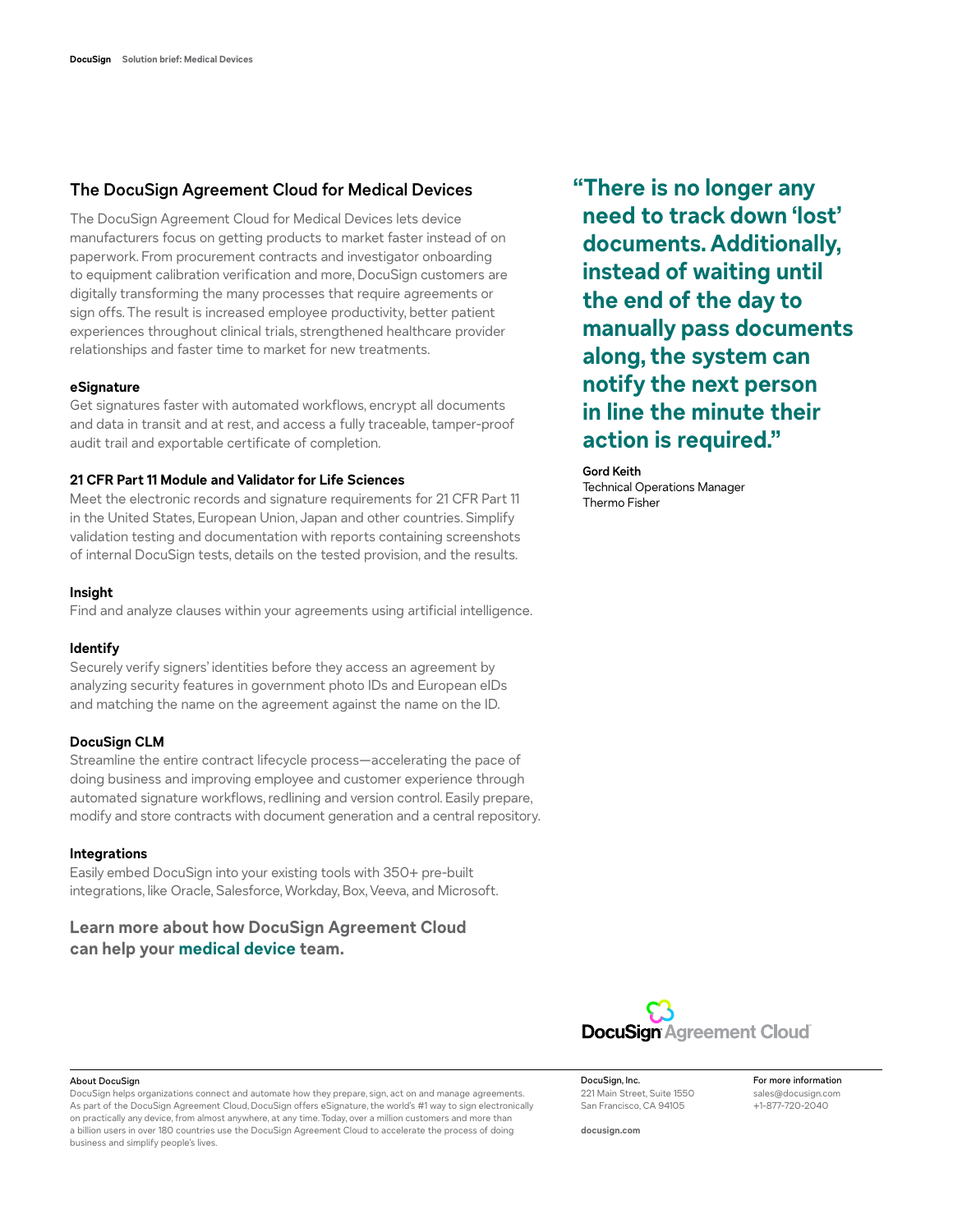## The DocuSign Agreement Cloud for Medical Devices

The DocuSign Agreement Cloud for Medical Devices lets device manufacturers focus on getting products to market faster instead of on paperwork. From procurement contracts and investigator onboarding to equipment calibration verification and more, DocuSign customers are digitally transforming the many processes that require agreements or sign offs. The result is increased employee productivity, better patient experiences throughout clinical trials, strengthened healthcare provider relationships and faster time to market for new treatments.

**eSignature**

Get signatures faster with automated workflows, encrypt all documents and data in transit and at rest, and access a fully traceable, tamper-proof audit trail and exportable certificate of completion.

**21 CFR Part 11 Module and Validator for Life Sciences**

Meet the electronic records and signature requirements for 21 CFR Part 11 in the United States, European Union, Japan and other countries. Simplify validation testing and documentation with reports containing screenshots of internal DocuSign tests, details on the tested provision, and the results.

**Insight**

Find and analyze clauses within your agreements using artificial intelligence.

**Identify**

Securely verify signers' identities before they access an agreement by analyzing security features in government photo IDs and European eIDs and matching the name on the agreement against the name on the ID.

**DocuSign CLM**

Streamline the entire contract lifecycle process—accelerating the pace of doing business and improving employee and customer experience through automated signature workflows, redlining and version control. Easily prepare, modify and store contracts with document generation and a central repository.

**Integrations**

Easily embed DocuSign into your existing tools with 350+ pre-built integrations, like Oracle, Salesforce, Workday, Box, Veeva, and Microsoft.

**Learn more about how DocuSign Agreement Cloud can help your medical device team.**

> **"There is no longer any need to track down 'lost' documents. Additionally, instead of waiting until the end of the day to manually pass documents along, the system can notify the next person in line the minute their action is required."**
>
> **Gord Keith**
> Technical Operations Manager
> Thermo Fisher

DocuSign Agreement Cloud

About DocuSign

DocuSign helps organizations connect and automate how they prepare, sign, act on and manage agreements. As part of the DocuSign Agreement Cloud, DocuSign offers eSignature, the world's #1 way to sign electronically on practically any device, from almost anywhere, at any time. Today, over a million customers and more than a billion users in over 180 countries use the DocuSign Agreement Cloud to accelerate the process of doing business and simplify people's lives.

DocuSign, Inc.
221 Main Street, Suite 1550
San Francisco, CA 94105

**docusign.com**

For more information
sales@docusign.com
+1-877-720-2040